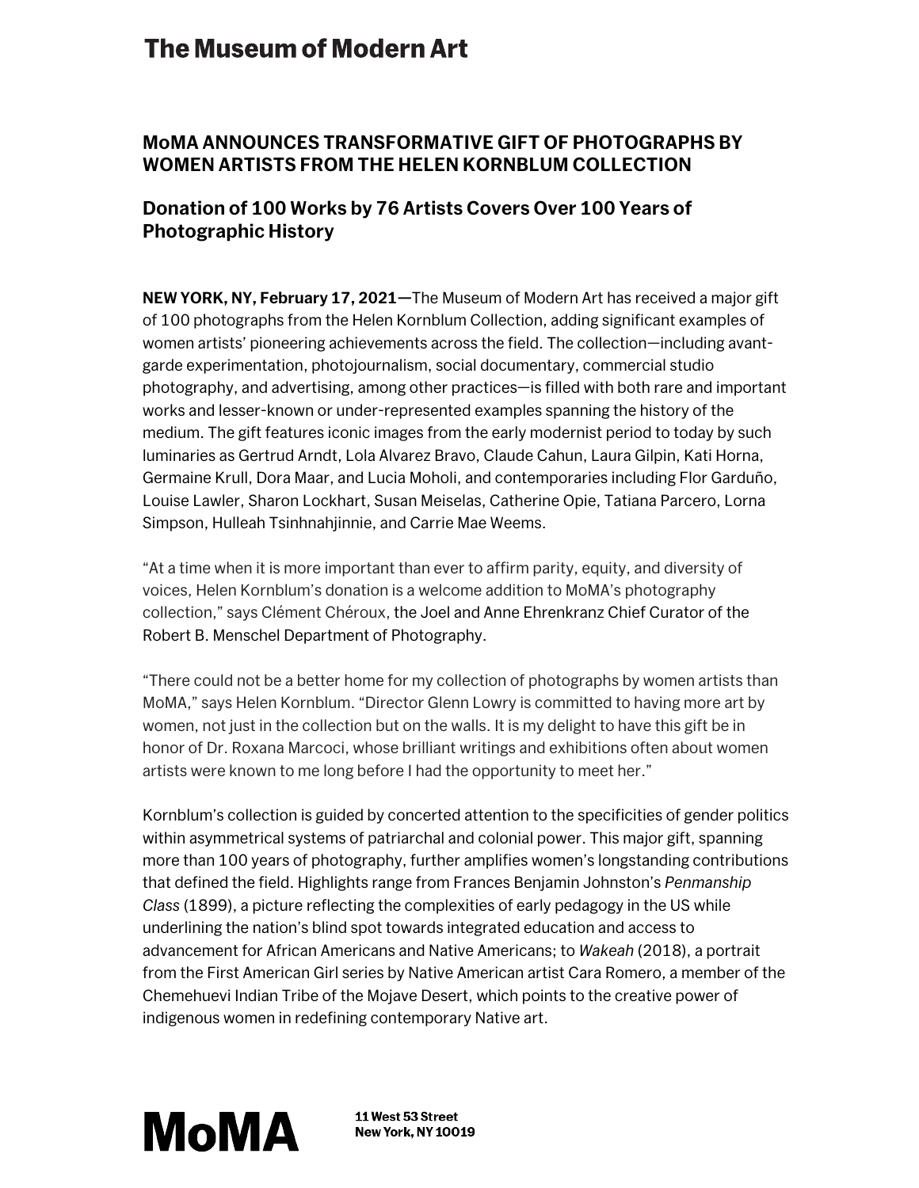# The Museum of Modern Art

## MoMA ANNOUNCES TRANSFORMATIVE GIFT OF PHOTOGRAPHS BY WOMEN ARTISTS FROM THE HELEN KORNBLUM COLLECTION

### Donation of 100 Works by 76 Artists Covers Over 100 Years of Photographic History

**NEW YORK, NY, February 17, 2021**—The Museum of Modern Art has received a major gift of 100 photographs from the Helen Kornblum Collection, adding significant examples of women artists' pioneering achievements across the field. The collection—including avant-garde experimentation, photojournalism, social documentary, commercial studio photography, and advertising, among other practices—is filled with both rare and important works and lesser-known or under-represented examples spanning the history of the medium. The gift features iconic images from the early modernist period to today by such luminaries as Gertrud Arndt, Lola Alvarez Bravo, Claude Cahun, Laura Gilpin, Kati Horna, Germaine Krull, Dora Maar, and Lucia Moholi, and contemporaries including Flor Garduño, Louise Lawler, Sharon Lockhart, Susan Meiselas, Catherine Opie, Tatiana Parcero, Lorna Simpson, Hulleah Tsinhnahjinnie, and Carrie Mae Weems.

"At a time when it is more important than ever to affirm parity, equity, and diversity of voices, Helen Kornblum's donation is a welcome addition to MoMA's photography collection," says Clément Chéroux, the Joel and Anne Ehrenkranz Chief Curator of the Robert B. Menschel Department of Photography.

"There could not be a better home for my collection of photographs by women artists than MoMA," says Helen Kornblum. "Director Glenn Lowry is committed to having more art by women, not just in the collection but on the walls. It is my delight to have this gift be in honor of Dr. Roxana Marcoci, whose brilliant writings and exhibitions often about women artists were known to me long before I had the opportunity to meet her."

Kornblum's collection is guided by concerted attention to the specificities of gender politics within asymmetrical systems of patriarchal and colonial power. This major gift, spanning more than 100 years of photography, further amplifies women's longstanding contributions that defined the field. Highlights range from Frances Benjamin Johnston's *Penmanship Class* (1899), a picture reflecting the complexities of early pedagogy in the US while underlining the nation's blind spot towards integrated education and access to advancement for African Americans and Native Americans; to *Wakeah* (2018), a portrait from the First American Girl series by Native American artist Cara Romero, a member of the Chemehuevi Indian Tribe of the Mojave Desert, which points to the creative power of indigenous women in redefining contemporary Native art.

MoMA 11 West 53 Street New York, NY 10019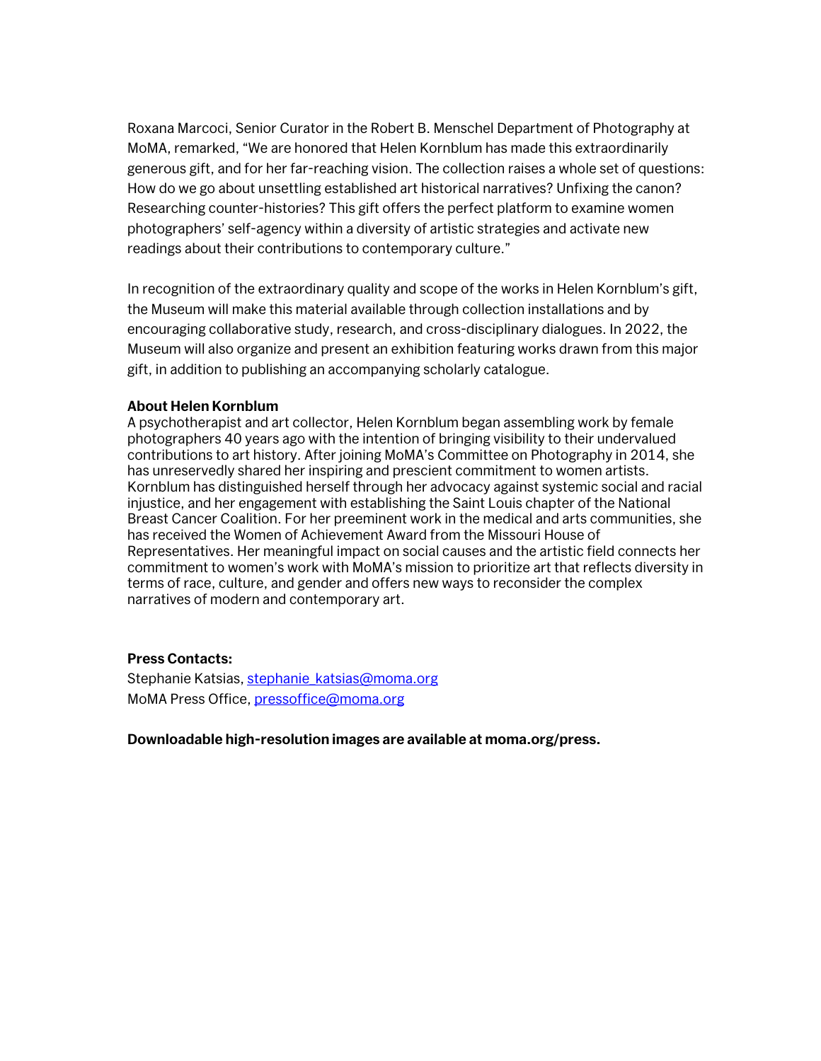Roxana Marcoci, Senior Curator in the Robert B. Menschel Department of Photography at MoMA, remarked, "We are honored that Helen Kornblum has made this extraordinarily generous gift, and for her far-reaching vision. The collection raises a whole set of questions: How do we go about unsettling established art historical narratives? Unfixing the canon? Researching counter-histories? This gift offers the perfect platform to examine women photographers' self-agency within a diversity of artistic strategies and activate new readings about their contributions to contemporary culture."

In recognition of the extraordinary quality and scope of the works in Helen Kornblum's gift, the Museum will make this material available through collection installations and by encouraging collaborative study, research, and cross-disciplinary dialogues. In 2022, the Museum will also organize and present an exhibition featuring works drawn from this major gift, in addition to publishing an accompanying scholarly catalogue.

**About Helen Kornblum**

A psychotherapist and art collector, Helen Kornblum began assembling work by female photographers 40 years ago with the intention of bringing visibility to their undervalued contributions to art history. After joining MoMA's Committee on Photography in 2014, she has unreservedly shared her inspiring and prescient commitment to women artists. Kornblum has distinguished herself through her advocacy against systemic social and racial injustice, and her engagement with establishing the Saint Louis chapter of the National Breast Cancer Coalition. For her preeminent work in the medical and arts communities, she has received the Women of Achievement Award from the Missouri House of Representatives. Her meaningful impact on social causes and the artistic field connects her commitment to women's work with MoMA's mission to prioritize art that reflects diversity in terms of race, culture, and gender and offers new ways to reconsider the complex narratives of modern and contemporary art.

**Press Contacts:**

Stephanie Katsias, stephanie_katsias@moma.org
MoMA Press Office, pressoffice@moma.org

**Downloadable high-resolution images are available at moma.org/press.**